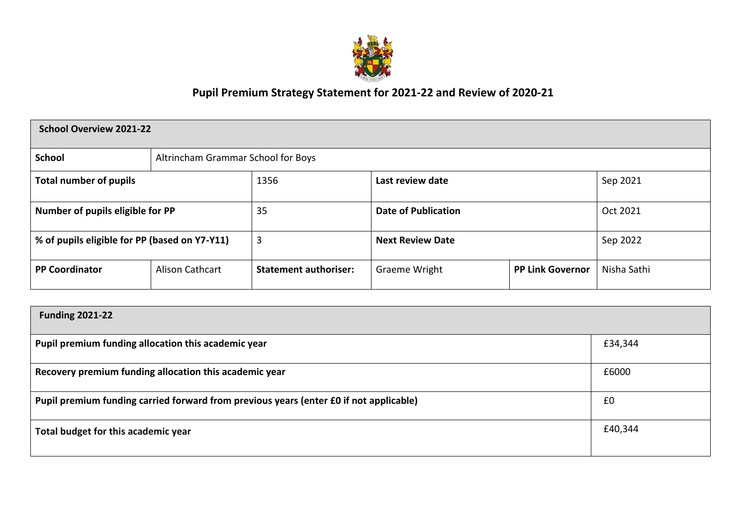# Pupil Premium Strategy Statement for 2021-22 and Review of 2020-21

| School Overview 2021-22 | | | | | |
|---|---|---|---|---|---|
| **School** | Altrincham Grammar School for Boys | | | | |
| **Total number of pupils** | | 1356 | **Last review date** | | Sep 2021 |
| **Number of pupils eligible for PP** | | 35 | **Date of Publication** | | Oct 2021 |
| **% of pupils eligible for PP (based on Y7-Y11)** | | 3 | **Next Review Date** | | Sep 2022 |
| **PP Coordinator** | Alison Cathcart | **Statement authoriser:** | Graeme Wright | **PP Link Governor** | Nisha Sathi |

| Funding 2021-22 | |
|---|---|
| **Pupil premium funding allocation this academic year** | £34,344 |
| **Recovery premium funding allocation this academic year** | £6000 |
| **Pupil premium funding carried forward from previous years (enter £0 if not applicable)** | £0 |
| **Total budget for this academic year** | £40,344 |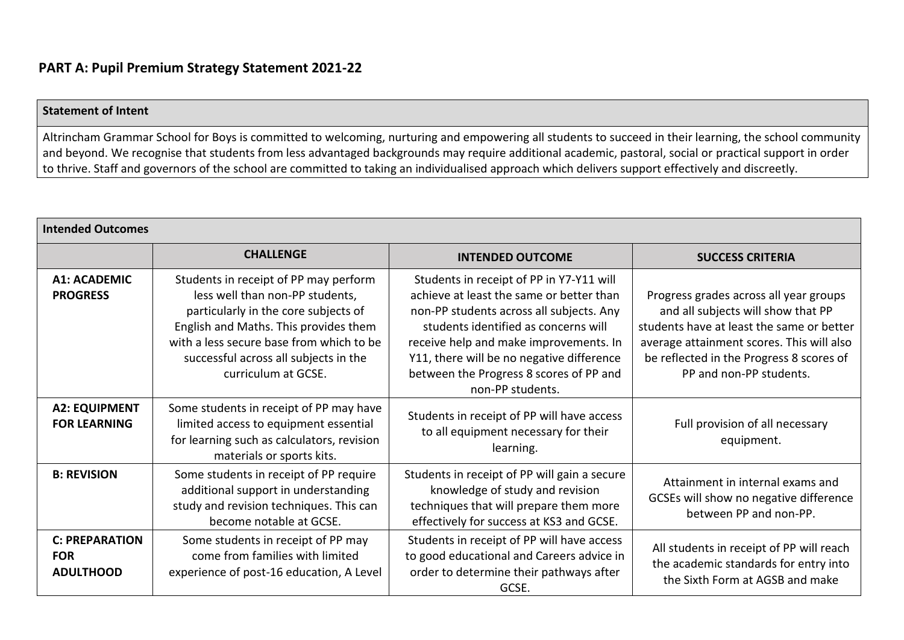## PART A: Pupil Premium Strategy Statement 2021-22

| **Statement of Intent** |
|---|
| Altrincham Grammar School for Boys is committed to welcoming, nurturing and empowering all students to succeed in their learning, the school community and beyond. We recognise that students from less advantaged backgrounds may require additional academic, pastoral, social or practical support in order to thrive. Staff and governors of the school are committed to taking an individualised approach which delivers support effectively and discreetly. |

| **Intended Outcomes** | | | |
|---|---|---|---|
| | **CHALLENGE** | **INTENDED OUTCOME** | **SUCCESS CRITERIA** |
| **A1: ACADEMIC PROGRESS** | Students in receipt of PP may perform less well than non-PP students, particularly in the core subjects of English and Maths. This provides them with a less secure base from which to be successful across all subjects in the curriculum at GCSE. | Students in receipt of PP in Y7-Y11 will achieve at least the same or better than non-PP students across all subjects. Any students identified as concerns will receive help and make improvements. In Y11, there will be no negative difference between the Progress 8 scores of PP and non-PP students. | Progress grades across all year groups and all subjects will show that PP students have at least the same or better average attainment scores. This will also be reflected in the Progress 8 scores of PP and non-PP students. |
| **A2: EQUIPMENT FOR LEARNING** | Some students in receipt of PP may have limited access to equipment essential for learning such as calculators, revision materials or sports kits. | Students in receipt of PP will have access to all equipment necessary for their learning. | Full provision of all necessary equipment. |
| **B: REVISION** | Some students in receipt of PP require additional support in understanding study and revision techniques. This can become notable at GCSE. | Students in receipt of PP will gain a secure knowledge of study and revision techniques that will prepare them more effectively for success at KS3 and GCSE. | Attainment in internal exams and GCSEs will show no negative difference between PP and non-PP. |
| **C: PREPARATION FOR ADULTHOOD** | Some students in receipt of PP may come from families with limited experience of post-16 education, A Level | Students in receipt of PP will have access to good educational and Careers advice in order to determine their pathways after GCSE. | All students in receipt of PP will reach the academic standards for entry into the Sixth Form at AGSB and make |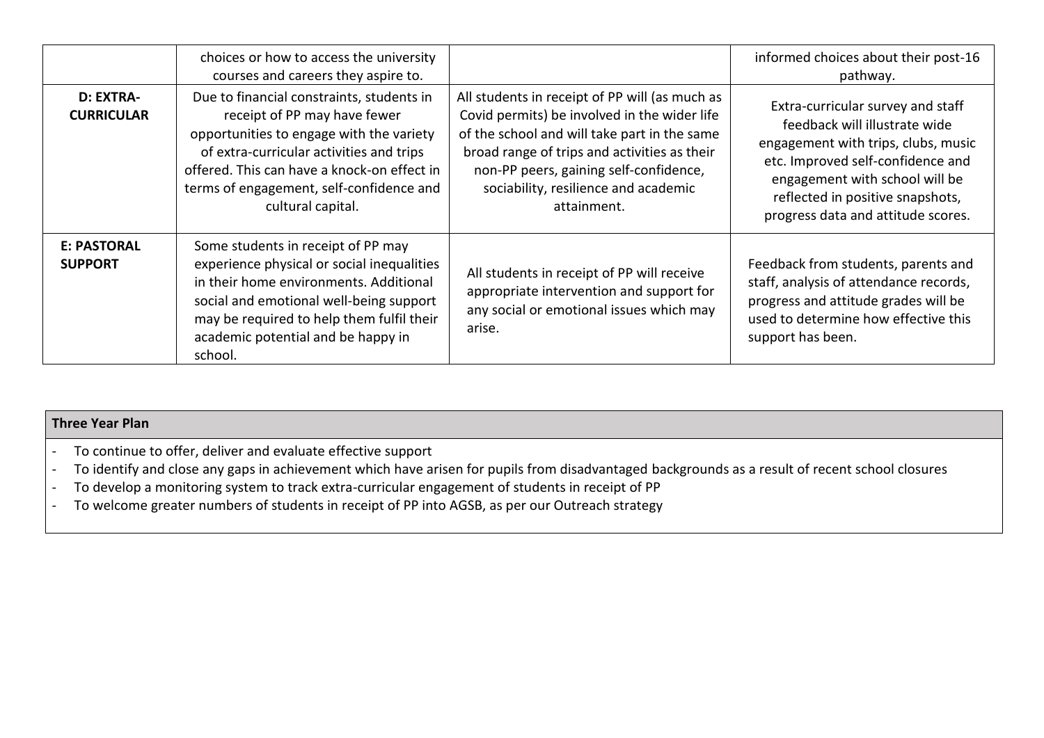| | | | |
|---|---|---|---|
| | choices or how to access the university courses and careers they aspire to. | | informed choices about their post-16 pathway. |
| **D: EXTRA-CURRICULAR** | Due to financial constraints, students in receipt of PP may have fewer opportunities to engage with the variety of extra-curricular activities and trips offered. This can have a knock-on effect in terms of engagement, self-confidence and cultural capital. | All students in receipt of PP will (as much as Covid permits) be involved in the wider life of the school and will take part in the same broad range of trips and activities as their non-PP peers, gaining self-confidence, sociability, resilience and academic attainment. | Extra-curricular survey and staff feedback will illustrate wide engagement with trips, clubs, music etc. Improved self-confidence and engagement with school will be reflected in positive snapshots, progress data and attitude scores. |
| **E: PASTORAL SUPPORT** | Some students in receipt of PP may experience physical or social inequalities in their home environments. Additional social and emotional well-being support may be required to help them fulfil their academic potential and be happy in school. | All students in receipt of PP will receive appropriate intervention and support for any social or emotional issues which may arise. | Feedback from students, parents and staff, analysis of attendance records, progress and attitude grades will be used to determine how effective this support has been. |

| **Three Year Plan** |
|---|
| - To continue to offer, deliver and evaluate effective support<br>- To identify and close any gaps in achievement which have arisen for pupils from disadvantaged backgrounds as a result of recent school closures<br>- To develop a monitoring system to track extra-curricular engagement of students in receipt of PP<br>- To welcome greater numbers of students in receipt of PP into AGSB, as per our Outreach strategy |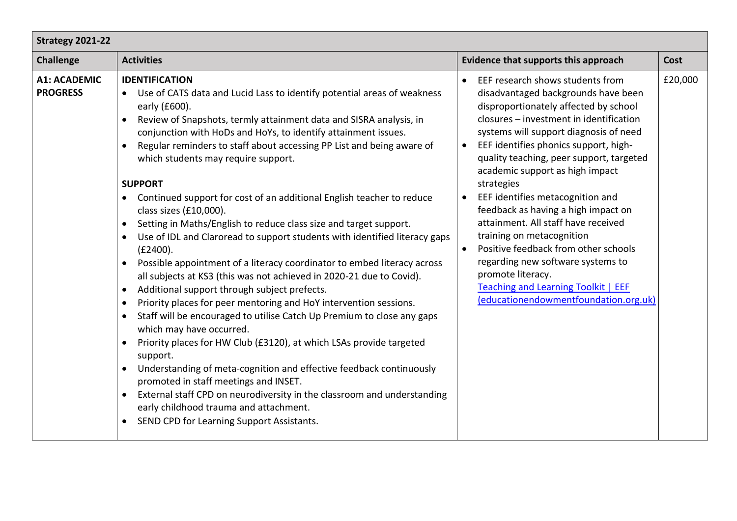| Strategy 2021-22 | | | |
|---|---|---|---|
| **Challenge** | **Activities** | **Evidence that supports this approach** | **Cost** |
| **A1: ACADEMIC PROGRESS** | **IDENTIFICATION**<br>• Use of CATS data and Lucid Lass to identify potential areas of weakness early (£600).<br>• Review of Snapshots, termly attainment data and SISRA analysis, in conjunction with HoDs and HoYs, to identify attainment issues.<br>• Regular reminders to staff about accessing PP List and being aware of which students may require support.<br><br>**SUPPORT**<br>• Continued support for cost of an additional English teacher to reduce class sizes (£10,000).<br>• Setting in Maths/English to reduce class size and target support.<br>• Use of IDL and Claroread to support students with identified literacy gaps (£2400).<br>• Possible appointment of a literacy coordinator to embed literacy across all subjects at KS3 (this was not achieved in 2020-21 due to Covid).<br>• Additional support through subject prefects.<br>• Priority places for peer mentoring and HoY intervention sessions.<br>• Staff will be encouraged to utilise Catch Up Premium to close any gaps which may have occurred.<br>• Priority places for HW Club (£3120), at which LSAs provide targeted support.<br>• Understanding of meta-cognition and effective feedback continuously promoted in staff meetings and INSET.<br>• External staff CPD on neurodiversity in the classroom and understanding early childhood trauma and attachment.<br>• SEND CPD for Learning Support Assistants. | • EEF research shows students from disadvantaged backgrounds have been disproportionately affected by school closures – investment in identification systems will support diagnosis of need<br>• EEF identifies phonics support, high-quality teaching, peer support, targeted academic support as high impact strategies<br>• EEF identifies metacognition and feedback as having a high impact on attainment. All staff have received training on metacognition<br>• Positive feedback from other schools regarding new software systems to promote literacy.<br>[Teaching and Learning Toolkit \| EEF (educationendowmentfoundation.org.uk)](https://educationendowmentfoundation.org.uk) | £20,000 |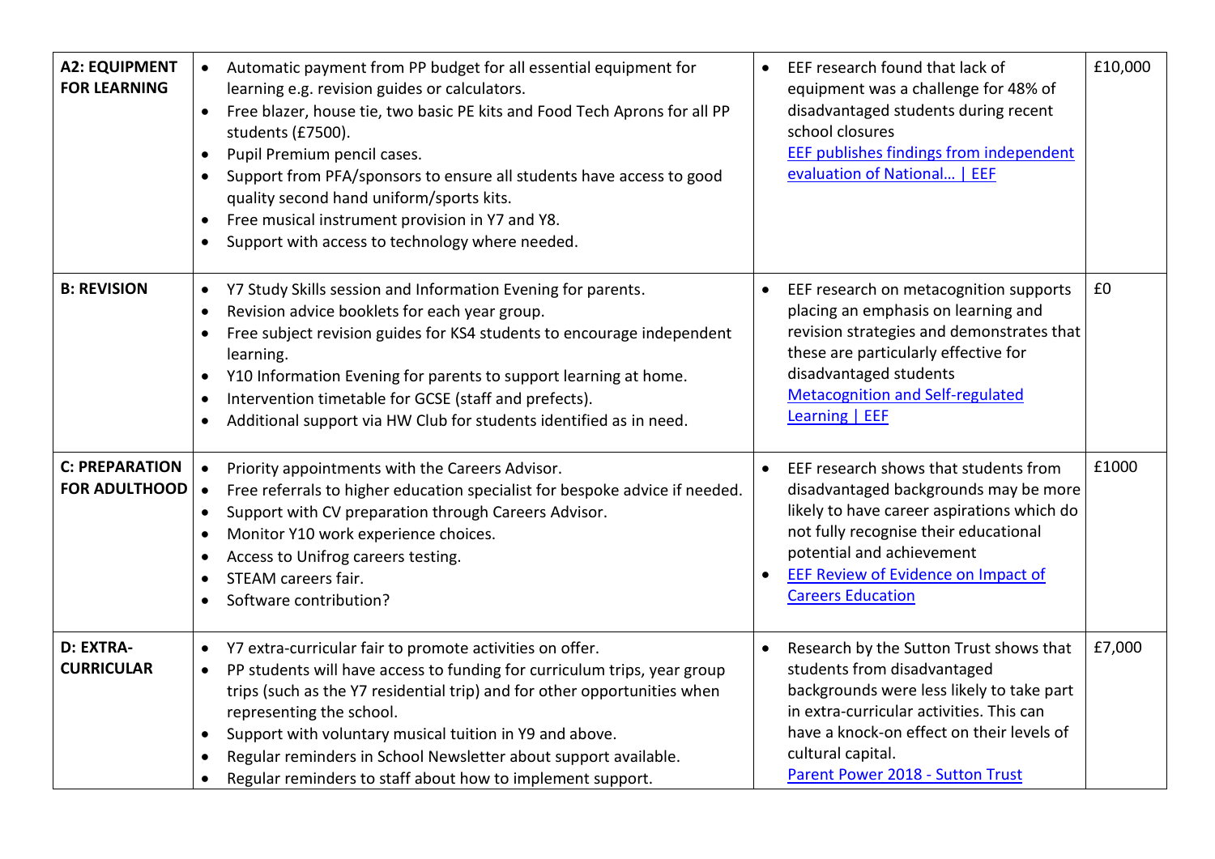| | | | |
|---|---|---|---|
| **A2: EQUIPMENT FOR LEARNING** | • Automatic payment from PP budget for all essential equipment for learning e.g. revision guides or calculators.<br>• Free blazer, house tie, two basic PE kits and Food Tech Aprons for all PP students (£7500).<br>• Pupil Premium pencil cases.<br>• Support from PFA/sponsors to ensure all students have access to good quality second hand uniform/sports kits.<br>• Free musical instrument provision in Y7 and Y8.<br>• Support with access to technology where needed. | • EEF research found that lack of equipment was a challenge for 48% of disadvantaged students during recent school closures<br>[EEF publishes findings from independent evaluation of National… \| EEF]() | £10,000 |
| **B: REVISION** | • Y7 Study Skills session and Information Evening for parents.<br>• Revision advice booklets for each year group.<br>• Free subject revision guides for KS4 students to encourage independent learning.<br>• Y10 Information Evening for parents to support learning at home.<br>• Intervention timetable for GCSE (staff and prefects).<br>• Additional support via HW Club for students identified as in need. | • EEF research on metacognition supports placing an emphasis on learning and revision strategies and demonstrates that these are particularly effective for disadvantaged students<br>[Metacognition and Self-regulated Learning \| EEF]() | £0 |
| **C: PREPARATION FOR ADULTHOOD** | • Priority appointments with the Careers Advisor.<br>• Free referrals to higher education specialist for bespoke advice if needed.<br>• Support with CV preparation through Careers Advisor.<br>• Monitor Y10 work experience choices.<br>• Access to Unifrog careers testing.<br>• STEAM careers fair.<br>• Software contribution? | • EEF research shows that students from disadvantaged backgrounds may be more likely to have career aspirations which do not fully recognise their educational potential and achievement<br>• [EEF Review of Evidence on Impact of Careers Education]() | £1000 |
| **D: EXTRA-CURRICULAR** | • Y7 extra-curricular fair to promote activities on offer.<br>• PP students will have access to funding for curriculum trips, year group trips (such as the Y7 residential trip) and for other opportunities when representing the school.<br>• Support with voluntary musical tuition in Y9 and above.<br>• Regular reminders in School Newsletter about support available.<br>• Regular reminders to staff about how to implement support. | • Research by the Sutton Trust shows that students from disadvantaged backgrounds were less likely to take part in extra-curricular activities. This can have a knock-on effect on their levels of cultural capital.<br>[Parent Power 2018 - Sutton Trust]() | £7,000 |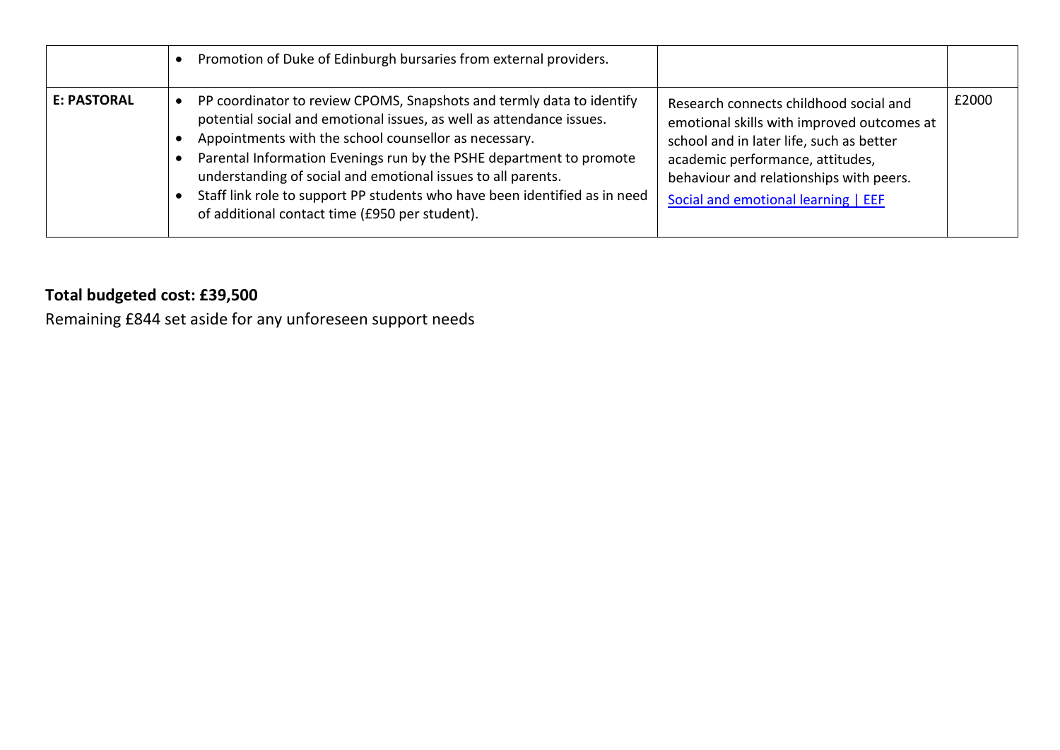| | | | |
|---|---|---|---|
| | • Promotion of Duke of Edinburgh bursaries from external providers. | | |
| **E: PASTORAL** | • PP coordinator to review CPOMS, Snapshots and termly data to identify potential social and emotional issues, as well as attendance issues.<br>• Appointments with the school counsellor as necessary.<br>• Parental Information Evenings run by the PSHE department to promote understanding of social and emotional issues to all parents.<br>• Staff link role to support PP students who have been identified as in need of additional contact time (£950 per student). | Research connects childhood social and emotional skills with improved outcomes at school and in later life, such as better academic performance, attitudes, behaviour and relationships with peers.<br>[Social and emotional learning \| EEF] | £2000 |

**Total budgeted cost: £39,500**

Remaining £844 set aside for any unforeseen support needs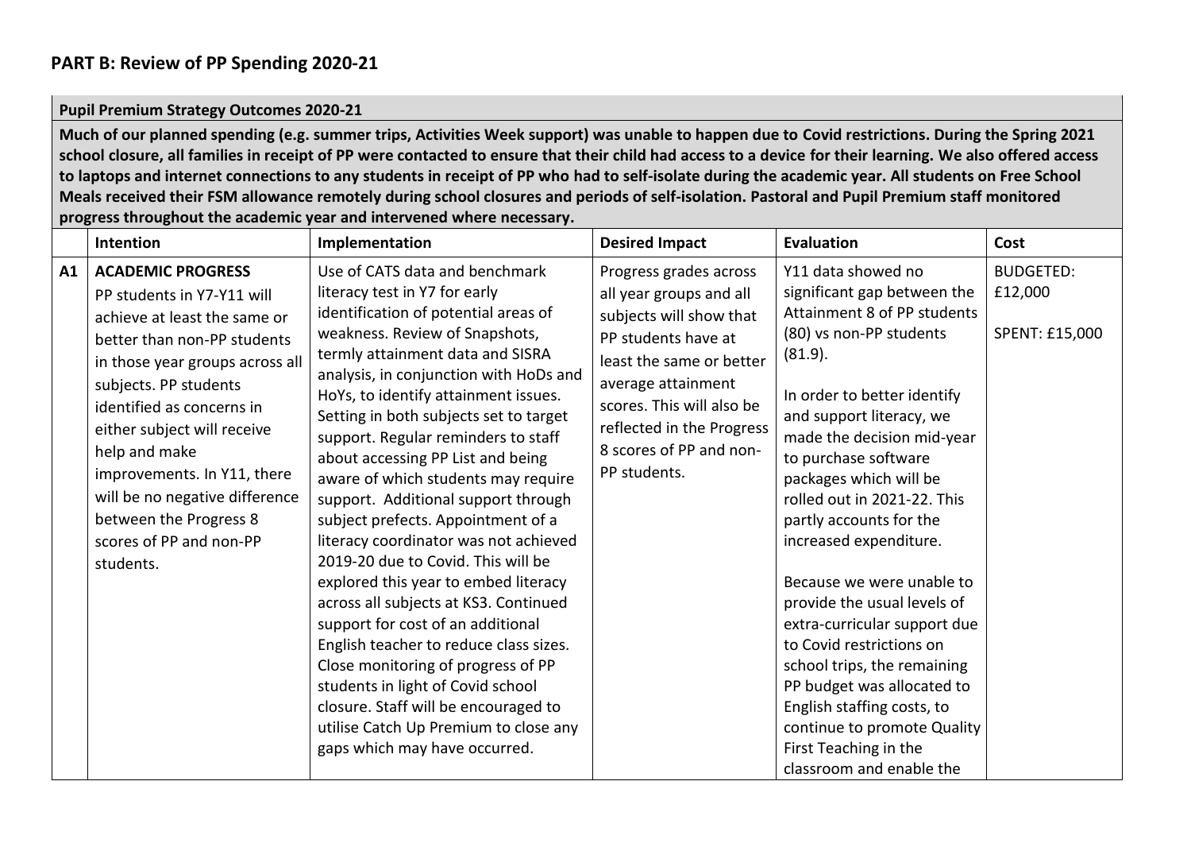## PART B: Review of PP Spending 2020-21

| | Intention | Implementation | Desired Impact | Evaluation | Cost |
|---|---|---|---|---|---|
| **Pupil Premium Strategy Outcomes 2020-21** | | | | | |
| **Much of our planned spending (e.g. summer trips, Activities Week support) was unable to happen due to Covid restrictions. During the Spring 2021 school closure, all families in receipt of PP were contacted to ensure that their child had access to a device for their learning. We also offered access to laptops and internet connections to any students in receipt of PP who had to self-isolate during the academic year. All students on Free School Meals received their FSM allowance remotely during school closures and periods of self-isolation. Pastoral and Pupil Premium staff monitored progress throughout the academic year and intervened where necessary.** | | | | | |
| **A1** | **ACADEMIC PROGRESS**<br>PP students in Y7-Y11 will achieve at least the same or better than non-PP students in those year groups across all subjects. PP students identified as concerns in either subject will receive help and make improvements. In Y11, there will be no negative difference between the Progress 8 scores of PP and non-PP students. | Use of CATS data and benchmark literacy test in Y7 for early identification of potential areas of weakness. Review of Snapshots, termly attainment data and SISRA analysis, in conjunction with HoDs and HoYs, to identify attainment issues. Setting in both subjects set to target support. Regular reminders to staff about accessing PP List and being aware of which students may require support. Additional support through subject prefects. Appointment of a literacy coordinator was not achieved 2019-20 due to Covid. This will be explored this year to embed literacy across all subjects at KS3. Continued support for cost of an additional English teacher to reduce class sizes. Close monitoring of progress of PP students in light of Covid school closure. Staff will be encouraged to utilise Catch Up Premium to close any gaps which may have occurred. | Progress grades across all year groups and all subjects will show that PP students have at least the same or better average attainment scores. This will also be reflected in the Progress 8 scores of PP and non-PP students. | Y11 data showed no significant gap between the Attainment 8 of PP students (80) vs non-PP students (81.9).<br><br>In order to better identify and support literacy, we made the decision mid-year to purchase software packages which will be rolled out in 2021-22. This partly accounts for the increased expenditure.<br><br>Because we were unable to provide the usual levels of extra-curricular support due to Covid restrictions on school trips, the remaining PP budget was allocated to English staffing costs, to continue to promote Quality First Teaching in the classroom and enable the | BUDGETED: £12,000<br><br>SPENT: £15,000 |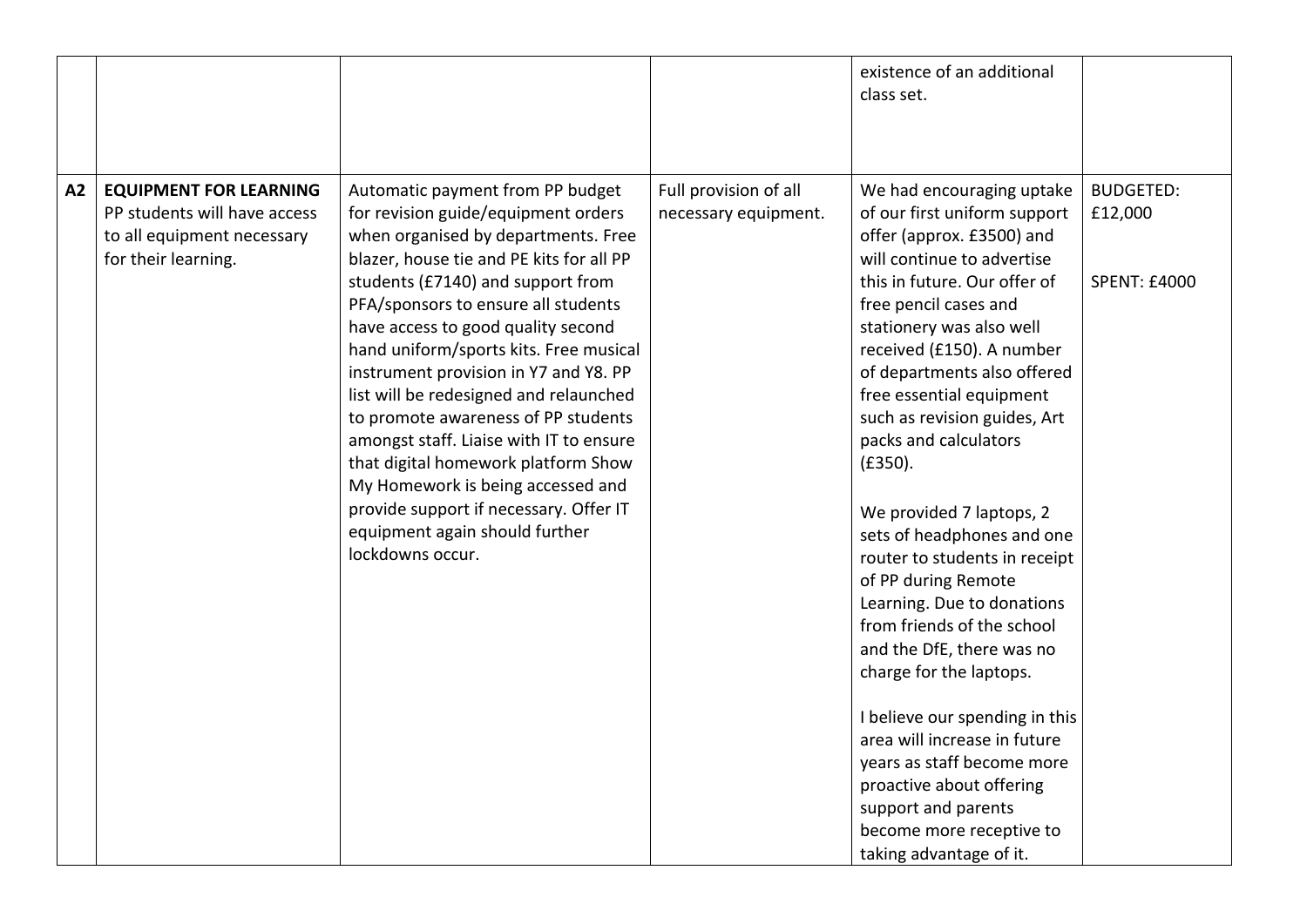| | | | | | |
|---|---|---|---|---|---|
| | | | | existence of an additional class set. | |
| **A2** | **EQUIPMENT FOR LEARNING** PP students will have access to all equipment necessary for their learning. | Automatic payment from PP budget for revision guide/equipment orders when organised by departments. Free blazer, house tie and PE kits for all PP students (£7140) and support from PFA/sponsors to ensure all students have access to good quality second hand uniform/sports kits. Free musical instrument provision in Y7 and Y8. PP list will be redesigned and relaunched to promote awareness of PP students amongst staff. Liaise with IT to ensure that digital homework platform Show My Homework is being accessed and provide support if necessary. Offer IT equipment again should further lockdowns occur. | Full provision of all necessary equipment. | We had encouraging uptake of our first uniform support offer (approx. £3500) and will continue to advertise this in future. Our offer of free pencil cases and stationery was also well received (£150). A number of departments also offered free essential equipment such as revision guides, Art packs and calculators (£350).<br><br>We provided 7 laptops, 2 sets of headphones and one router to students in receipt of PP during Remote Learning. Due to donations from friends of the school and the DfE, there was no charge for the laptops.<br><br>I believe our spending in this area will increase in future years as staff become more proactive about offering support and parents become more receptive to taking advantage of it. | BUDGETED: £12,000<br><br>SPENT: £4000 |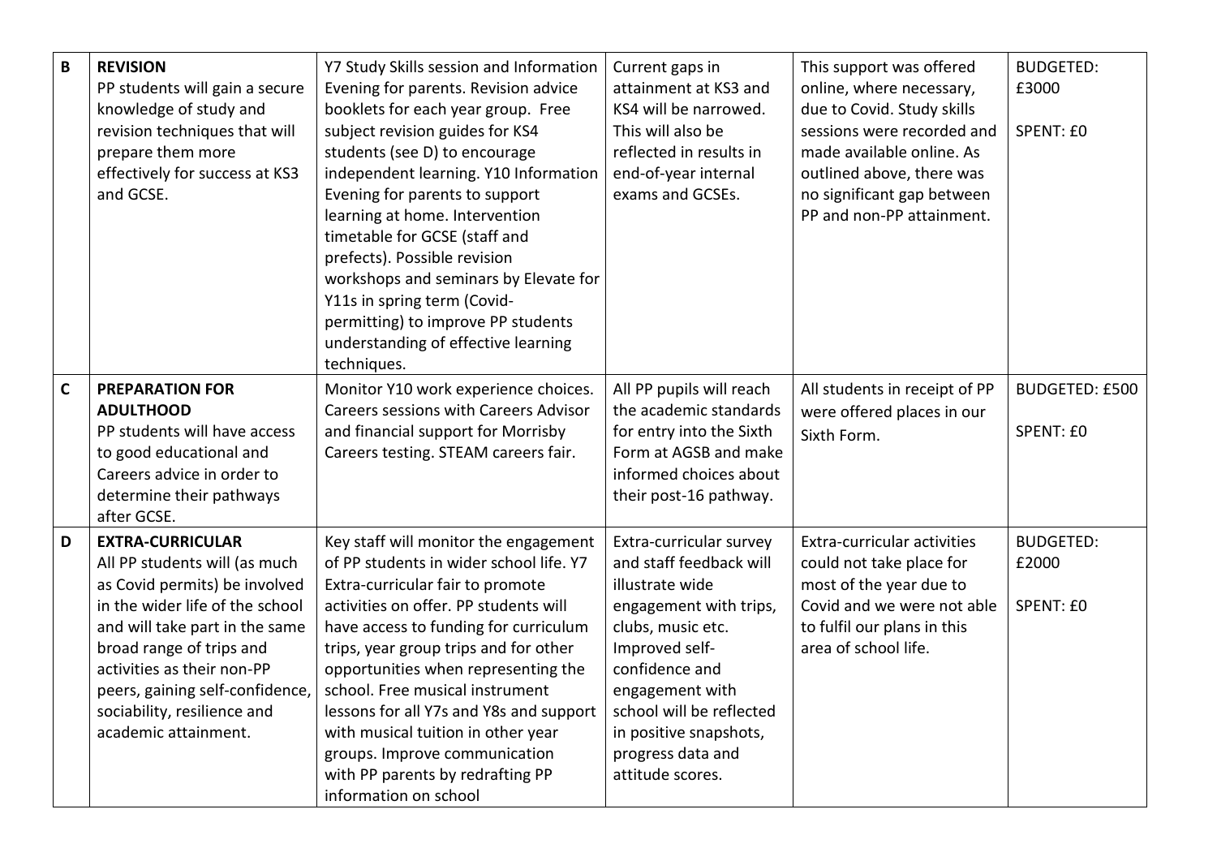| | | | | | |
|---|---|---|---|---|---|
| B | **REVISION**<br>PP students will gain a secure knowledge of study and revision techniques that will prepare them more effectively for success at KS3 and GCSE. | Y7 Study Skills session and Information Evening for parents. Revision advice booklets for each year group. Free subject revision guides for KS4 students (see D) to encourage independent learning. Y10 Information Evening for parents to support learning at home. Intervention timetable for GCSE (staff and prefects). Possible revision workshops and seminars by Elevate for Y11s in spring term (Covid-permitting) to improve PP students understanding of effective learning techniques. | Current gaps in attainment at KS3 and KS4 will be narrowed. This will also be reflected in results in end-of-year internal exams and GCSEs. | This support was offered online, where necessary, due to Covid. Study skills sessions were recorded and made available online. As outlined above, there was no significant gap between PP and non-PP attainment. | BUDGETED: £3000<br><br>SPENT: £0 |
| C | **PREPARATION FOR ADULTHOOD**<br>PP students will have access to good educational and Careers advice in order to determine their pathways after GCSE. | Monitor Y10 work experience choices. Careers sessions with Careers Advisor and financial support for Morrisby Careers testing. STEAM careers fair. | All PP pupils will reach the academic standards for entry into the Sixth Form at AGSB and make informed choices about their post-16 pathway. | All students in receipt of PP were offered places in our Sixth Form. | BUDGETED: £500<br><br>SPENT: £0 |
| D | **EXTRA-CURRICULAR**<br>All PP students will (as much as Covid permits) be involved in the wider life of the school and will take part in the same broad range of trips and activities as their non-PP peers, gaining self-confidence, sociability, resilience and academic attainment. | Key staff will monitor the engagement of PP students in wider school life. Y7 Extra-curricular fair to promote activities on offer. PP students will have access to funding for curriculum trips, year group trips and for other opportunities when representing the school. Free musical instrument lessons for all Y7s and Y8s and support with musical tuition in other year groups. Improve communication with PP parents by redrafting PP information on school | Extra-curricular survey and staff feedback will illustrate wide engagement with trips, clubs, music etc. Improved self-confidence and engagement with school will be reflected in positive snapshots, progress data and attitude scores. | Extra-curricular activities could not take place for most of the year due to Covid and we were not able to fulfil our plans in this area of school life. | BUDGETED: £2000<br><br>SPENT: £0 |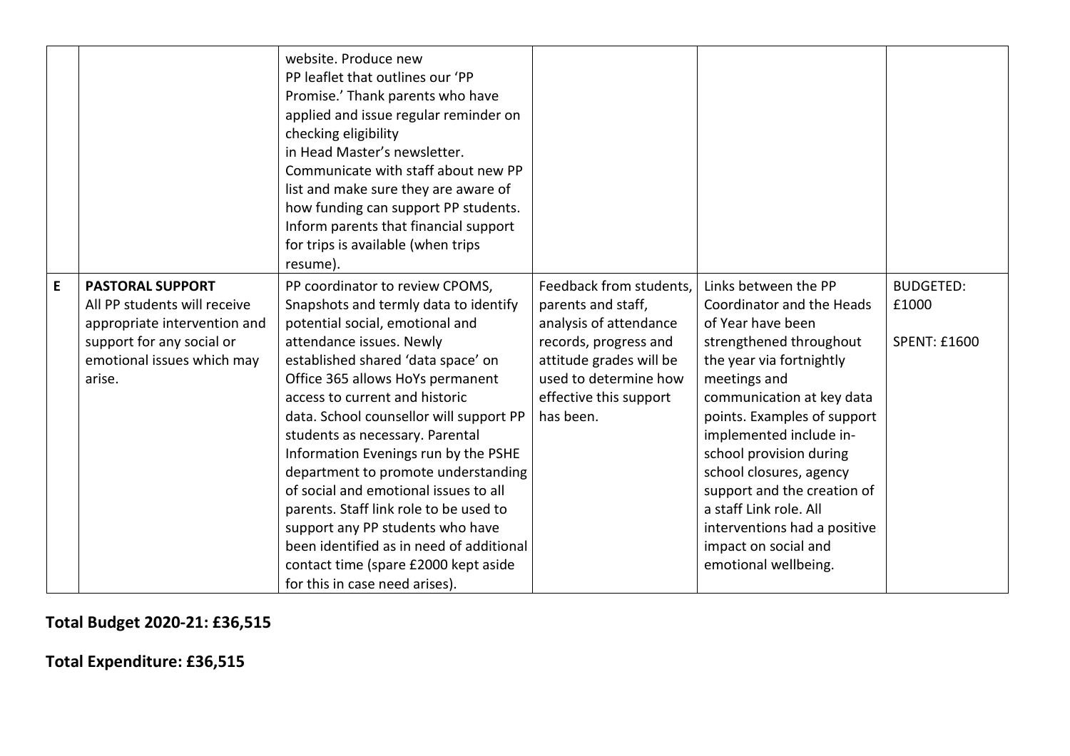| | | | | | |
|---|---|---|---|---|---|
| | | website. Produce new PP leaflet that outlines our 'PP Promise.' Thank parents who have applied and issue regular reminder on checking eligibility in Head Master's newsletter. Communicate with staff about new PP list and make sure they are aware of how funding can support PP students. Inform parents that financial support for trips is available (when trips resume). | | | |
| **E** | **PASTORAL SUPPORT** All PP students will receive appropriate intervention and support for any social or emotional issues which may arise. | PP coordinator to review CPOMS, Snapshots and termly data to identify potential social, emotional and attendance issues. Newly established shared 'data space' on Office 365 allows HoYs permanent access to current and historic data. School counsellor will support PP students as necessary. Parental Information Evenings run by the PSHE department to promote understanding of social and emotional issues to all parents. Staff link role to be used to support any PP students who have been identified as in need of additional contact time (spare £2000 kept aside for this in case need arises). | Feedback from students, parents and staff, analysis of attendance records, progress and attitude grades will be used to determine how effective this support has been. | Links between the PP Coordinator and the Heads of Year have been strengthened throughout the year via fortnightly meetings and communication at key data points. Examples of support implemented include in-school provision during school closures, agency support and the creation of a staff Link role. All interventions had a positive impact on social and emotional wellbeing. | BUDGETED: £1000<br><br>SPENT: £1600 |

**Total Budget 2020-21: £36,515**

**Total Expenditure: £36,515**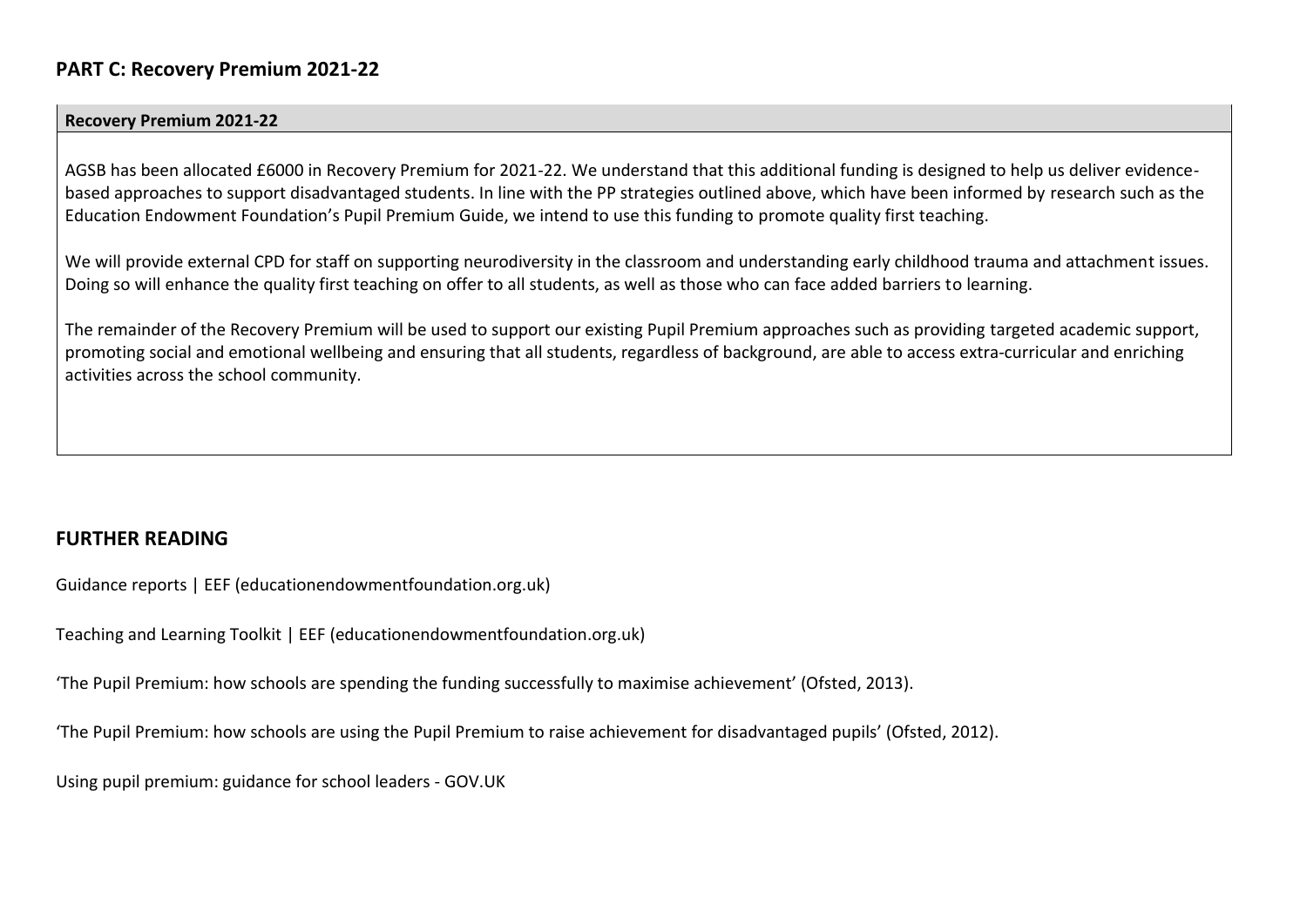## PART C: Recovery Premium 2021-22

| **Recovery Premium 2021-22** |
| --- |
| AGSB has been allocated £6000 in Recovery Premium for 2021-22. We understand that this additional funding is designed to help us deliver evidence-based approaches to support disadvantaged students. In line with the PP strategies outlined above, which have been informed by research such as the Education Endowment Foundation's Pupil Premium Guide, we intend to use this funding to promote quality first teaching.<br><br>We will provide external CPD for staff on supporting neurodiversity in the classroom and understanding early childhood trauma and attachment issues. Doing so will enhance the quality first teaching on offer to all students, as well as those who can face added barriers to learning.<br><br>The remainder of the Recovery Premium will be used to support our existing Pupil Premium approaches such as providing targeted academic support, promoting social and emotional wellbeing and ensuring that all students, regardless of background, are able to access extra-curricular and enriching activities across the school community. |

## FURTHER READING

Guidance reports | EEF (educationendowmentfoundation.org.uk)

Teaching and Learning Toolkit | EEF (educationendowmentfoundation.org.uk)

'The Pupil Premium: how schools are spending the funding successfully to maximise achievement' (Ofsted, 2013).

'The Pupil Premium: how schools are using the Pupil Premium to raise achievement for disadvantaged pupils' (Ofsted, 2012).

Using pupil premium: guidance for school leaders - GOV.UK